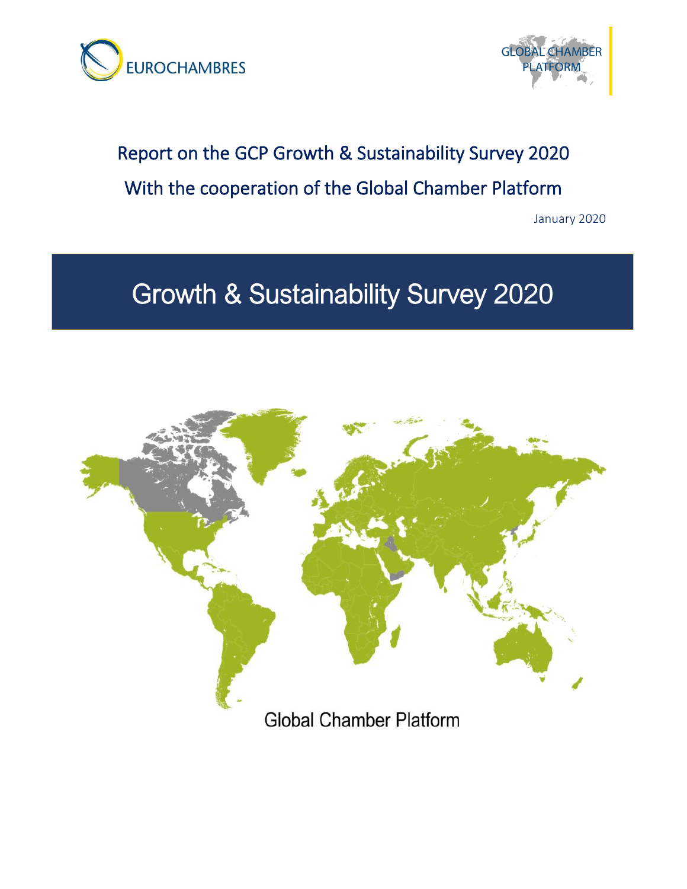EUROCHAMBRES

GLOBAL CHAMBER PLATFORM

Report on the GCP Growth & Sustainability Survey 2020

With the cooperation of the Global Chamber Platform

January 2020

# Growth & Sustainability Survey 2020

Global Chamber Platform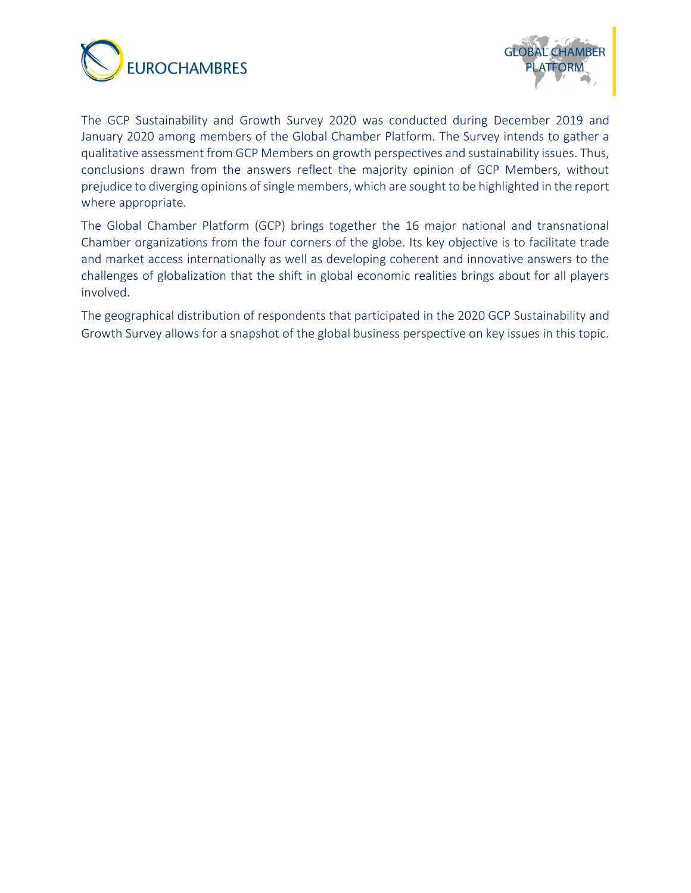The GCP Sustainability and Growth Survey 2020 was conducted during December 2019 and January 2020 among members of the Global Chamber Platform. The Survey intends to gather a qualitative assessment from GCP Members on growth perspectives and sustainability issues. Thus, conclusions drawn from the answers reflect the majority opinion of GCP Members, without prejudice to diverging opinions of single members, which are sought to be highlighted in the report where appropriate.

The Global Chamber Platform (GCP) brings together the 16 major national and transnational Chamber organizations from the four corners of the globe. Its key objective is to facilitate trade and market access internationally as well as developing coherent and innovative answers to the challenges of globalization that the shift in global economic realities brings about for all players involved.

The geographical distribution of respondents that participated in the 2020 GCP Sustainability and Growth Survey allows for a snapshot of the global business perspective on key issues in this topic.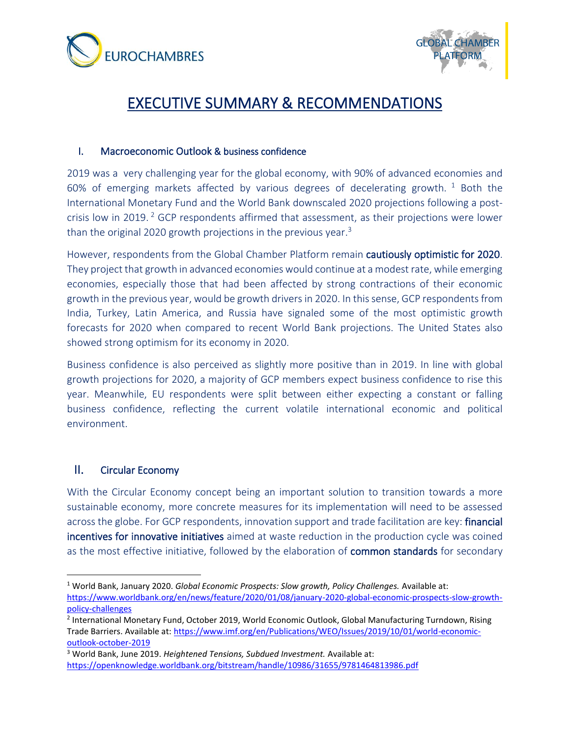# EXECUTIVE SUMMARY & RECOMMENDATIONS

## I. Macroeconomic Outlook & business confidence

2019 was a very challenging year for the global economy, with 90% of advanced economies and 60% of emerging markets affected by various degrees of decelerating growth. [1] Both the International Monetary Fund and the World Bank downscaled 2020 projections following a post-crisis low in 2019. [2] GCP respondents affirmed that assessment, as their projections were lower than the original 2020 growth projections in the previous year.[3]

However, respondents from the Global Chamber Platform remain **cautiously optimistic for 2020**. They project that growth in advanced economies would continue at a modest rate, while emerging economies, especially those that had been affected by strong contractions of their economic growth in the previous year, would be growth drivers in 2020. In this sense, GCP respondents from India, Turkey, Latin America, and Russia have signaled some of the most optimistic growth forecasts for 2020 when compared to recent World Bank projections. The United States also showed strong optimism for its economy in 2020.

Business confidence is also perceived as slightly more positive than in 2019. In line with global growth projections for 2020, a majority of GCP members expect business confidence to rise this year. Meanwhile, EU respondents were split between either expecting a constant or falling business confidence, reflecting the current volatile international economic and political environment.

## II. Circular Economy

With the Circular Economy concept being an important solution to transition towards a more sustainable economy, more concrete measures for its implementation will need to be assessed across the globe. For GCP respondents, innovation support and trade facilitation are key: **financial incentives for innovative initiatives** aimed at waste reduction in the production cycle was coined as the most effective initiative, followed by the elaboration of **common standards** for secondary

---

[1] World Bank, January 2020. *Global Economic Prospects: Slow growth, Policy Challenges.* Available at: https://www.worldbank.org/en/news/feature/2020/01/08/january-2020-global-economic-prospects-slow-growth-policy-challenges

[2] International Monetary Fund, October 2019, World Economic Outlook, Global Manufacturing Turndown, Rising Trade Barriers. Available at: https://www.imf.org/en/Publications/WEO/Issues/2019/10/01/world-economic-outlook-october-2019

[3] World Bank, June 2019. *Heightened Tensions, Subdued Investment.* Available at: https://openknowledge.worldbank.org/bitstream/handle/10986/31655/9781464813986.pdf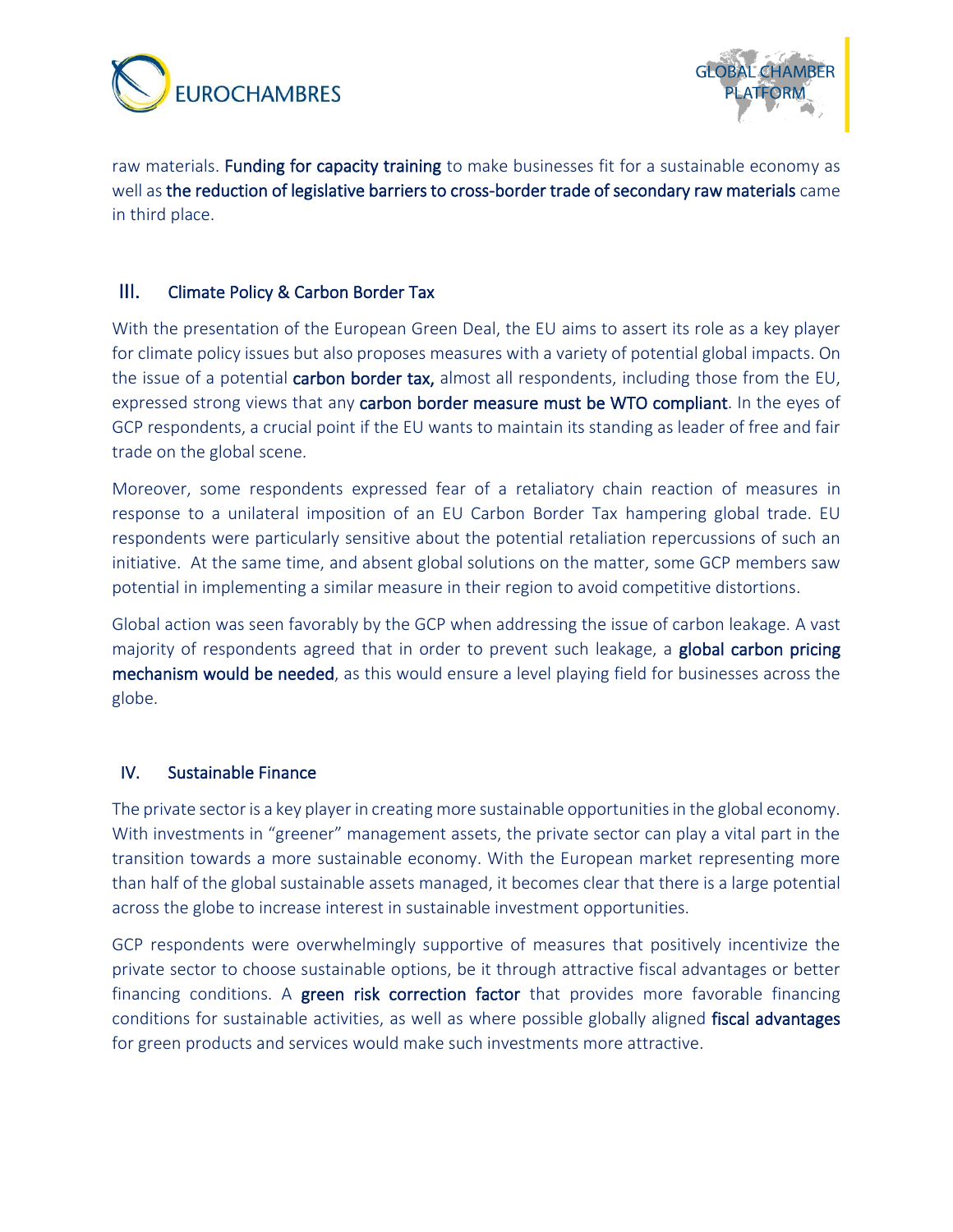raw materials. **Funding for capacity training** to make businesses fit for a sustainable economy as well as **the reduction of legislative barriers to cross-border trade of secondary raw materials** came in third place.

## III. Climate Policy & Carbon Border Tax

With the presentation of the European Green Deal, the EU aims to assert its role as a key player for climate policy issues but also proposes measures with a variety of potential global impacts. On the issue of a potential **carbon border tax,** almost all respondents, including those from the EU, expressed strong views that any **carbon border measure must be WTO compliant**. In the eyes of GCP respondents, a crucial point if the EU wants to maintain its standing as leader of free and fair trade on the global scene.

Moreover, some respondents expressed fear of a retaliatory chain reaction of measures in response to a unilateral imposition of an EU Carbon Border Tax hampering global trade. EU respondents were particularly sensitive about the potential retaliation repercussions of such an initiative. At the same time, and absent global solutions on the matter, some GCP members saw potential in implementing a similar measure in their region to avoid competitive distortions.

Global action was seen favorably by the GCP when addressing the issue of carbon leakage. A vast majority of respondents agreed that in order to prevent such leakage, a **global carbon pricing mechanism would be needed**, as this would ensure a level playing field for businesses across the globe.

## IV. Sustainable Finance

The private sector is a key player in creating more sustainable opportunities in the global economy. With investments in "greener" management assets, the private sector can play a vital part in the transition towards a more sustainable economy. With the European market representing more than half of the global sustainable assets managed, it becomes clear that there is a large potential across the globe to increase interest in sustainable investment opportunities.

GCP respondents were overwhelmingly supportive of measures that positively incentivize the private sector to choose sustainable options, be it through attractive fiscal advantages or better financing conditions. A **green risk correction factor** that provides more favorable financing conditions for sustainable activities, as well as where possible globally aligned **fiscal advantages** for green products and services would make such investments more attractive.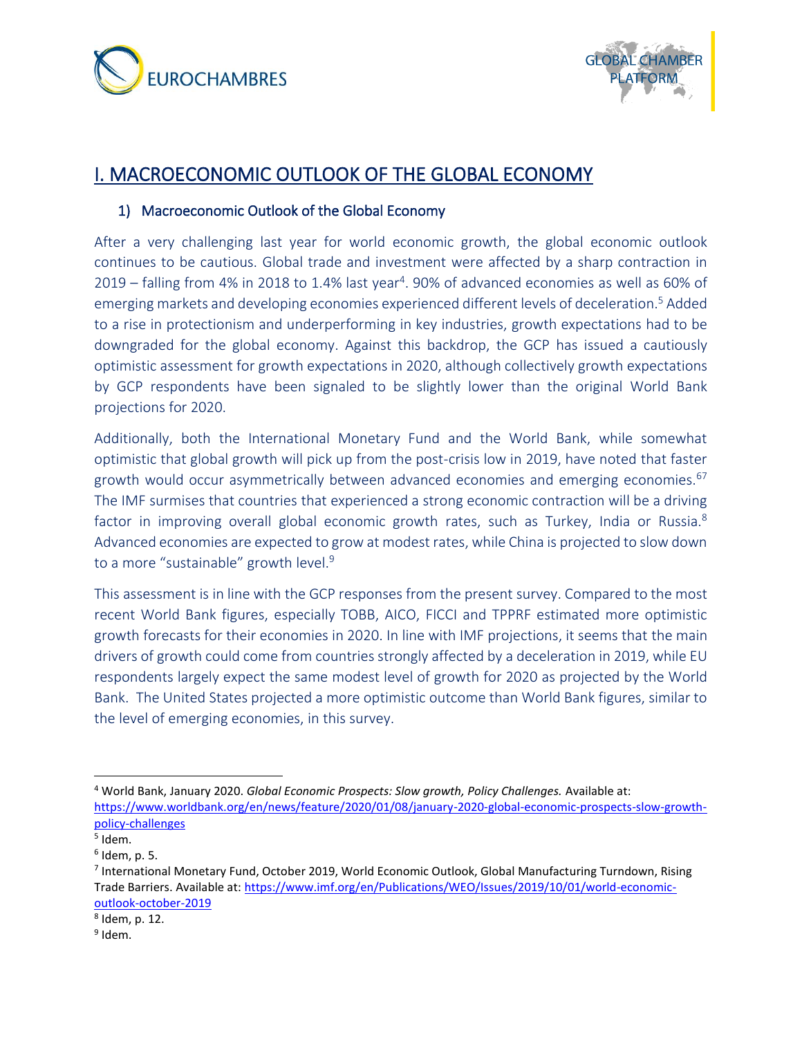# I. MACROECONOMIC OUTLOOK OF THE GLOBAL ECONOMY

## 1) Macroeconomic Outlook of the Global Economy

After a very challenging last year for world economic growth, the global economic outlook continues to be cautious. Global trade and investment were affected by a sharp contraction in 2019 – falling from 4% in 2018 to 1.4% last year[4]. 90% of advanced economies as well as 60% of emerging markets and developing economies experienced different levels of deceleration.[5] Added to a rise in protectionism and underperforming in key industries, growth expectations had to be downgraded for the global economy. Against this backdrop, the GCP has issued a cautiously optimistic assessment for growth expectations in 2020, although collectively growth expectations by GCP respondents have been signaled to be slightly lower than the original World Bank projections for 2020.

Additionally, both the International Monetary Fund and the World Bank, while somewhat optimistic that global growth will pick up from the post-crisis low in 2019, have noted that faster growth would occur asymmetrically between advanced economies and emerging economies.[6][7] The IMF surmises that countries that experienced a strong economic contraction will be a driving factor in improving overall global economic growth rates, such as Turkey, India or Russia.[8] Advanced economies are expected to grow at modest rates, while China is projected to slow down to a more "sustainable" growth level.[9]

This assessment is in line with the GCP responses from the present survey. Compared to the most recent World Bank figures, especially TOBB, AICO, FICCI and TPPRF estimated more optimistic growth forecasts for their economies in 2020. In line with IMF projections, it seems that the main drivers of growth could come from countries strongly affected by a deceleration in 2019, while EU respondents largely expect the same modest level of growth for 2020 as projected by the World Bank. The United States projected a more optimistic outcome than World Bank figures, similar to the level of emerging economies, in this survey.

---

[4] World Bank, January 2020. *Global Economic Prospects: Slow growth, Policy Challenges.* Available at: https://www.worldbank.org/en/news/feature/2020/01/08/january-2020-global-economic-prospects-slow-growth-policy-challenges

[5] Idem.

[6] Idem, p. 5.

[7] International Monetary Fund, October 2019, World Economic Outlook, Global Manufacturing Turndown, Rising Trade Barriers. Available at: https://www.imf.org/en/Publications/WEO/Issues/2019/10/01/world-economic-outlook-october-2019

[8] Idem, p. 12.

[9] Idem.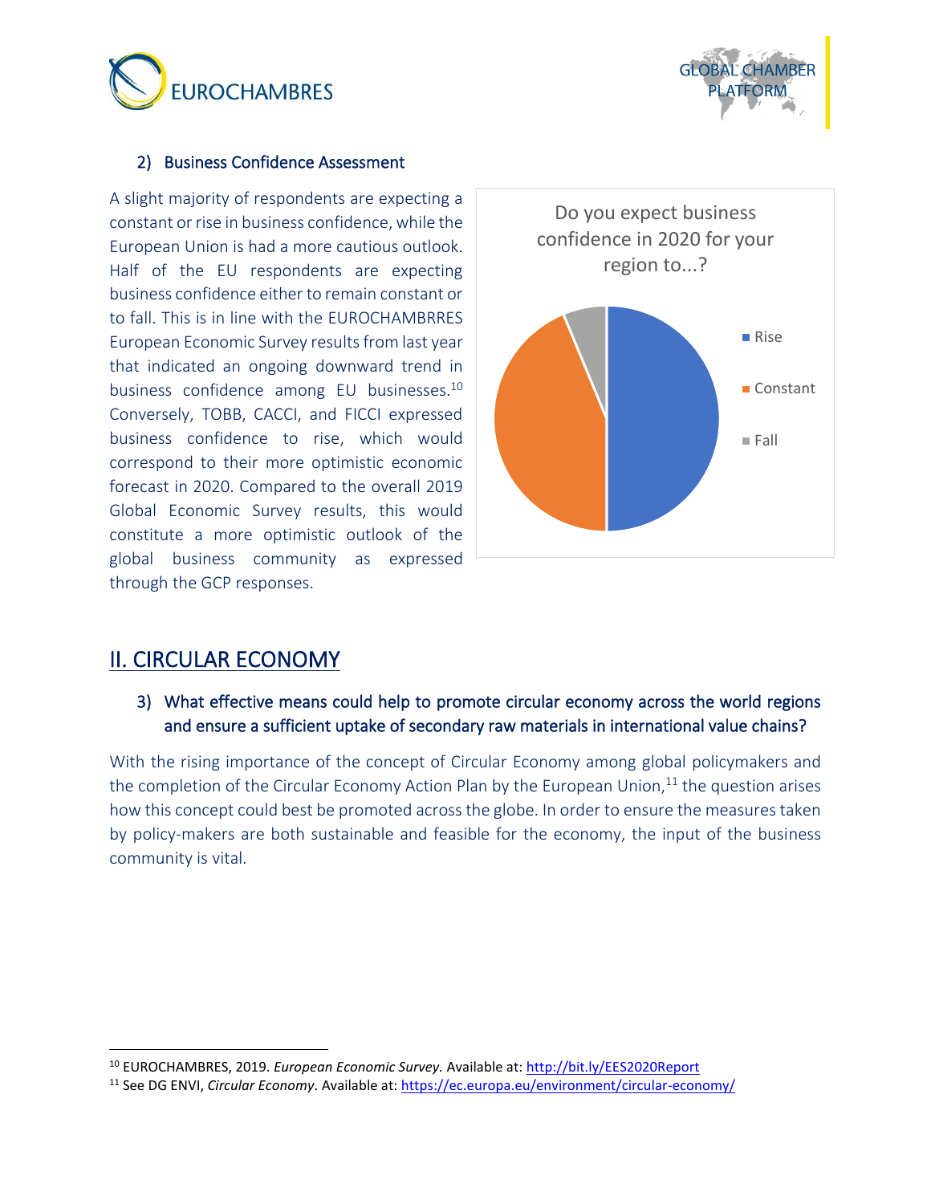## 2) Business Confidence Assessment

A slight majority of respondents are expecting a constant or rise in business confidence, while the European Union is had a more cautious outlook. Half of the EU respondents are expecting business confidence either to remain constant or to fall. This is in line with the EUROCHAMBRRES European Economic Survey results from last year that indicated an ongoing downward trend in business confidence among EU businesses.[10] Conversely, TOBB, CACCI, and FICCI expressed business confidence to rise, which would correspond to their more optimistic economic forecast in 2020. Compared to the overall 2019 Global Economic Survey results, this would constitute a more optimistic outlook of the global business community as expressed through the GCP responses.

Do you expect business confidence in 2020 for your region to...?

- Rise
- Constant
- Fall

# II. CIRCULAR ECONOMY

## 3) What effective means could help to promote circular economy across the world regions and ensure a sufficient uptake of secondary raw materials in international value chains?

With the rising importance of the concept of Circular Economy among global policymakers and the completion of the Circular Economy Action Plan by the European Union,[11] the question arises how this concept could best be promoted across the globe. In order to ensure the measures taken by policy-makers are both sustainable and feasible for the economy, the input of the business community is vital.

---

[10] EUROCHAMBRES, 2019. *European Economic Survey.* Available at: http://bit.ly/EES2020Report

[11] See DG ENVI, *Circular Economy*. Available at: https://ec.europa.eu/environment/circular-economy/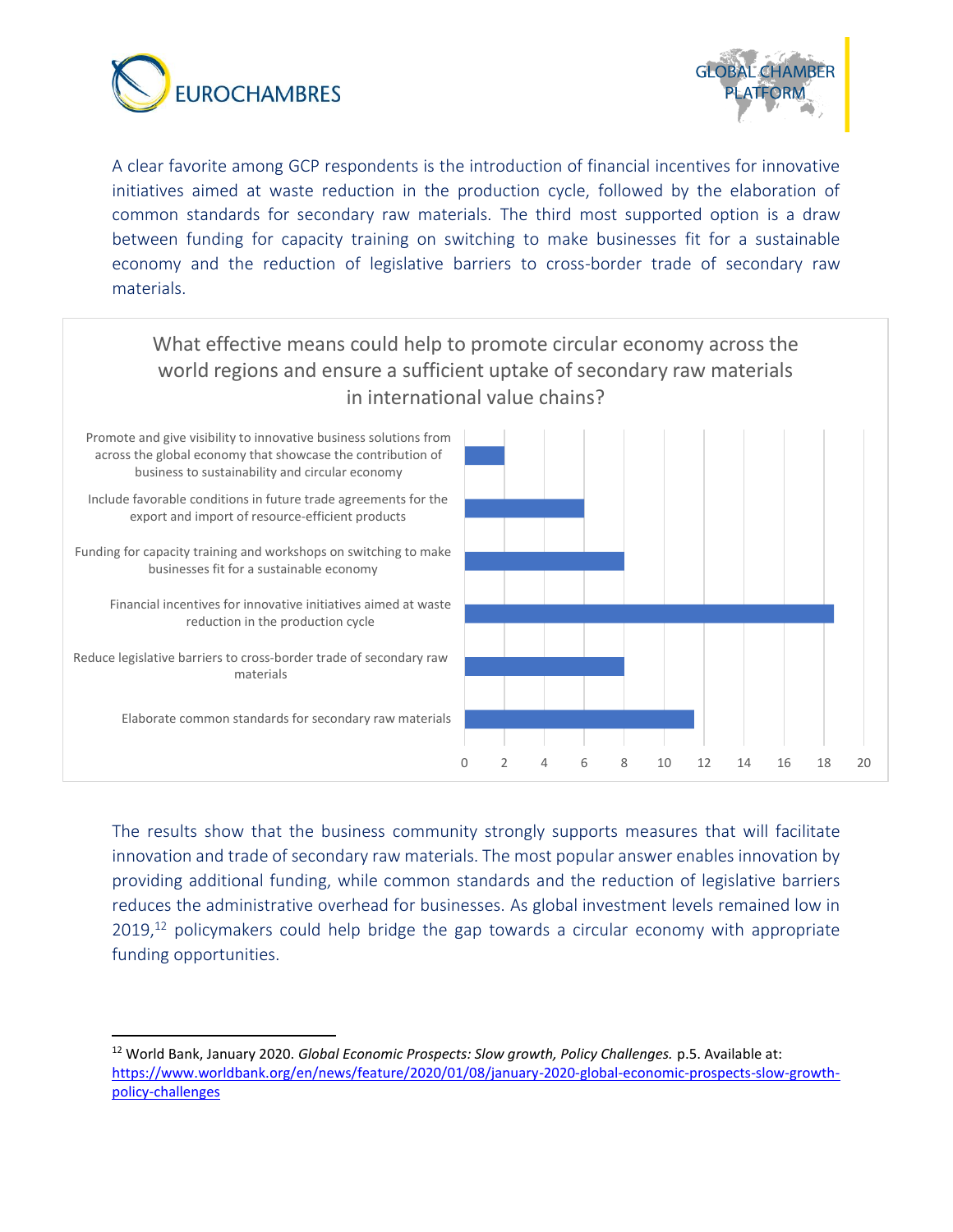A clear favorite among GCP respondents is the introduction of financial incentives for innovative initiatives aimed at waste reduction in the production cycle, followed by the elaboration of common standards for secondary raw materials. The third most supported option is a draw between funding for capacity training on switching to make businesses fit for a sustainable economy and the reduction of legislative barriers to cross-border trade of secondary raw materials.

**What effective means could help to promote circular economy across the world regions and ensure a sufficient uptake of secondary raw materials in international value chains?**

| Option | Responses |
|---|---|
| Promote and give visibility to innovative business solutions from across the global economy that showcase the contribution of business to sustainability and circular economy | 2 |
| Include favorable conditions in future trade agreements for the export and import of resource-efficient products | 6 |
| Funding for capacity training and workshops on switching to make businesses fit for a sustainable economy | 8 |
| Financial incentives for innovative initiatives aimed at waste reduction in the production cycle | 18.5 |
| Reduce legislative barriers to cross-border trade of secondary raw materials | 8 |
| Elaborate common standards for secondary raw materials | 11.5 |

The results show that the business community strongly supports measures that will facilitate innovation and trade of secondary raw materials. The most popular answer enables innovation by providing additional funding, while common standards and the reduction of legislative barriers reduces the administrative overhead for businesses. As global investment levels remained low in 2019,[12] policymakers could help bridge the gap towards a circular economy with appropriate funding opportunities.

---

[12] World Bank, January 2020. *Global Economic Prospects: Slow growth, Policy Challenges.* p.5. Available at: https://www.worldbank.org/en/news/feature/2020/01/08/january-2020-global-economic-prospects-slow-growth-policy-challenges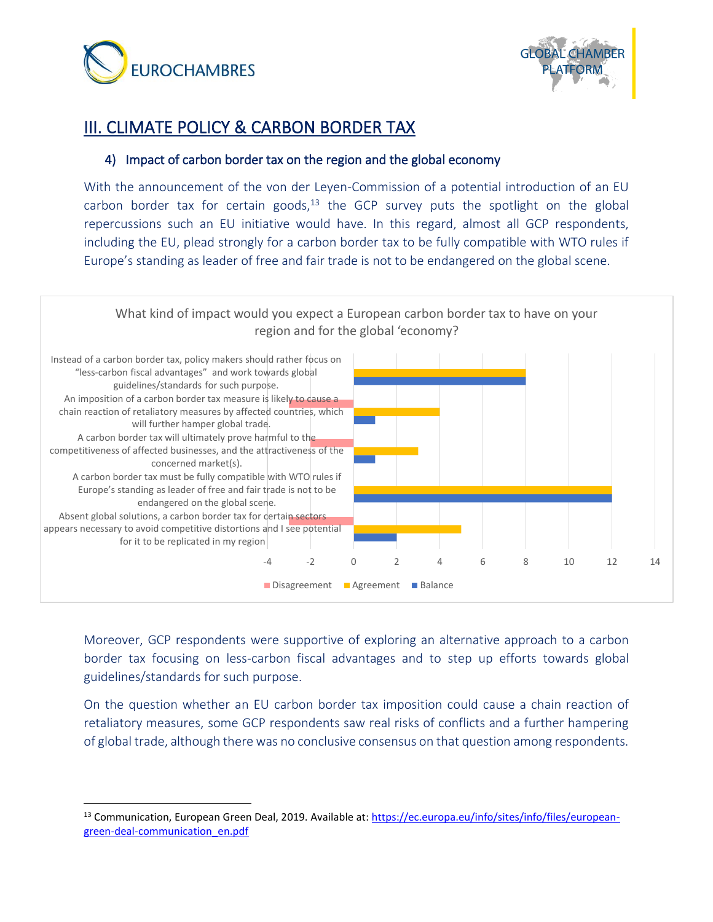# III. CLIMATE POLICY & CARBON BORDER TAX

### 4) Impact of carbon border tax on the region and the global economy

With the announcement of the von der Leyen-Commission of a potential introduction of an EU carbon border tax for certain goods,[13] the GCP survey puts the spotlight on the global repercussions such an EU initiative would have. In this regard, almost all GCP respondents, including the EU, plead strongly for a carbon border tax to be fully compatible with WTO rules if Europe's standing as leader of free and fair trade is not to be endangered on the global scene.

What kind of impact would you expect a European carbon border tax to have on your region and for the global 'economy?

| Statement | Disagreement | Agreement | Balance |
| --- | --- | --- | --- |
| Instead of a carbon border tax, policy makers should rather focus on "less-carbon fiscal advantages" and work towards global guidelines/standards for such purpose. | 0 | 8 | 8 |
| An imposition of a carbon border tax measure is likely to cause a chain reaction of retaliatory measures by affected countries, which will further hamper global trade. | -3 | 4 | 1 |
| A carbon border tax will ultimately prove harmful to the competitiveness of affected businesses, and the attractiveness of the concerned market(s). | -2 | 3 | 1 |
| A carbon border tax must be fully compatible with WTO rules if Europe's standing as leader of free and fair trade is not to be endangered on the global scene. | 0 | 12 | 12 |
| Absent global solutions, a carbon border tax for certain sectors appears necessary to avoid competitive distortions and I see potential for it to be replicated in my region | -3 | 5 | 2 |

Moreover, GCP respondents were supportive of exploring an alternative approach to a carbon border tax focusing on less-carbon fiscal advantages and to step up efforts towards global guidelines/standards for such purpose.

On the question whether an EU carbon border tax imposition could cause a chain reaction of retaliatory measures, some GCP respondents saw real risks of conflicts and a further hampering of global trade, although there was no conclusive consensus on that question among respondents.

[13] Communication, European Green Deal, 2019. Available at: https://ec.europa.eu/info/sites/info/files/european-green-deal-communication_en.pdf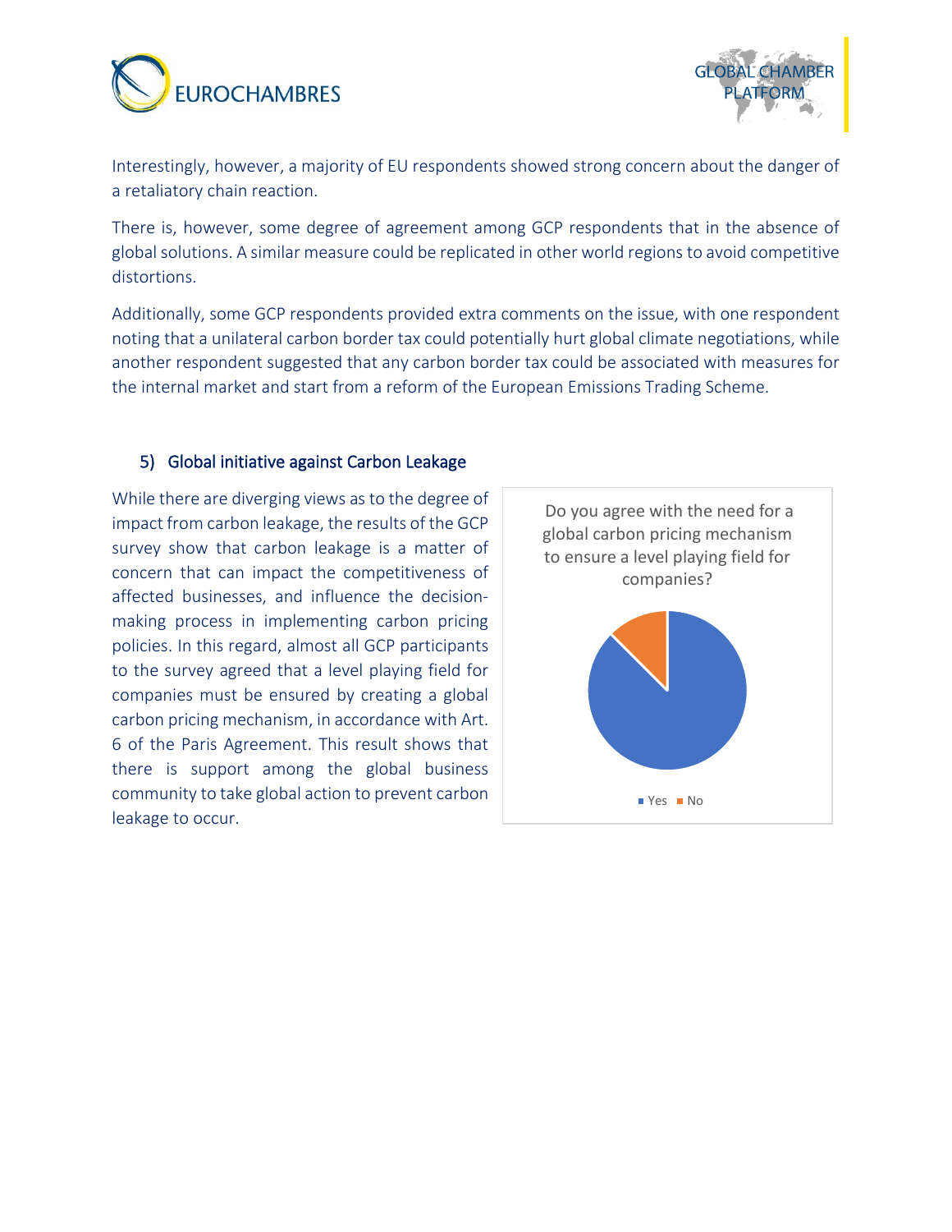Interestingly, however, a majority of EU respondents showed strong concern about the danger of a retaliatory chain reaction.

There is, however, some degree of agreement among GCP respondents that in the absence of global solutions. A similar measure could be replicated in other world regions to avoid competitive distortions.

Additionally, some GCP respondents provided extra comments on the issue, with one respondent noting that a unilateral carbon border tax could potentially hurt global climate negotiations, while another respondent suggested that any carbon border tax could be associated with measures for the internal market and start from a reform of the European Emissions Trading Scheme.

## 5) Global initiative against Carbon Leakage

While there are diverging views as to the degree of impact from carbon leakage, the results of the GCP survey show that carbon leakage is a matter of concern that can impact the competitiveness of affected businesses, and influence the decision-making process in implementing carbon pricing policies. In this regard, almost all GCP participants to the survey agreed that a level playing field for companies must be ensured by creating a global carbon pricing mechanism, in accordance with Art. 6 of the Paris Agreement. This result shows that there is support among the global business community to take global action to prevent carbon leakage to occur.

Do you agree with the need for a global carbon pricing mechanism to ensure a level playing field for companies?

Yes No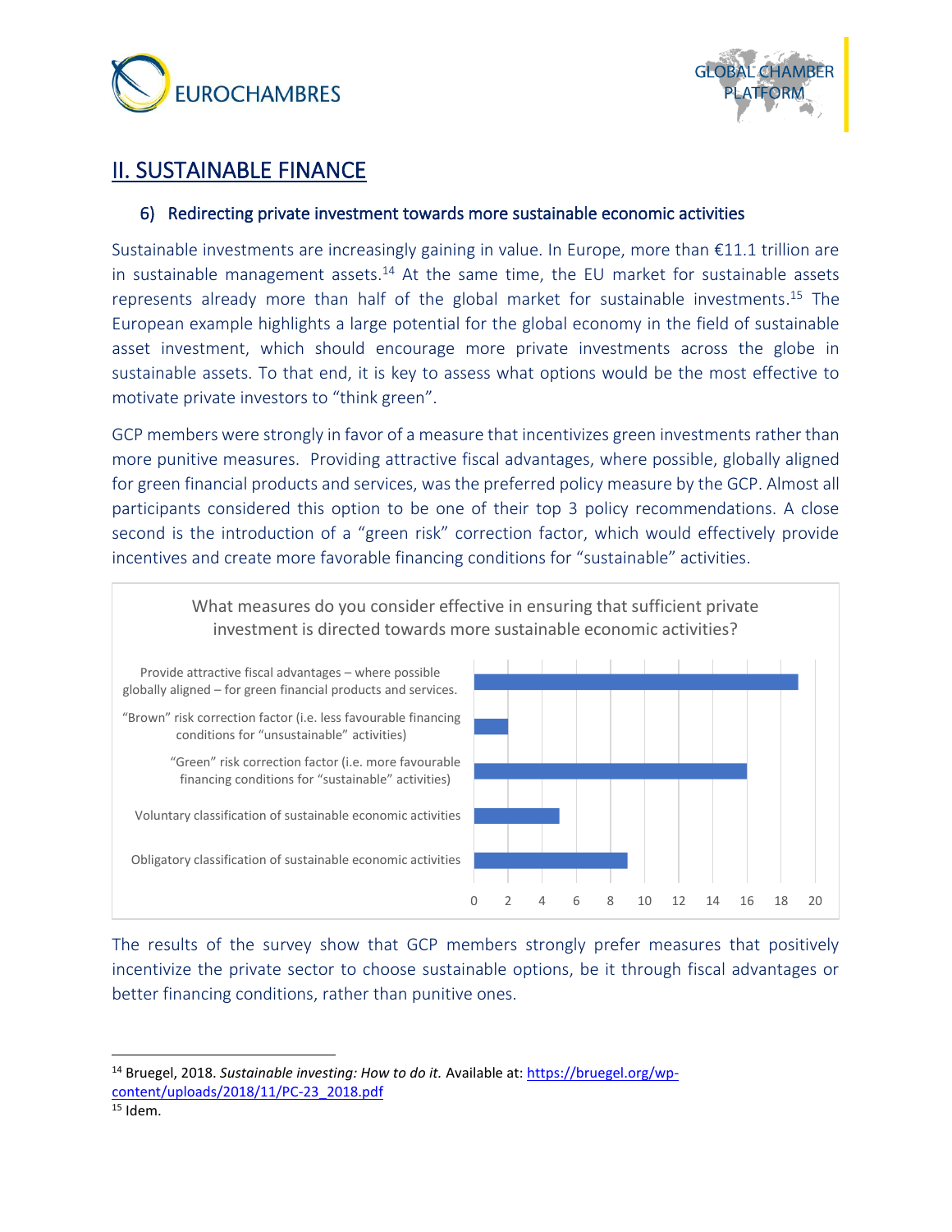## II. SUSTAINABLE FINANCE

### 6) Redirecting private investment towards more sustainable economic activities

Sustainable investments are increasingly gaining in value. In Europe, more than €11.1 trillion are in sustainable management assets.[14] At the same time, the EU market for sustainable assets represents already more than half of the global market for sustainable investments.[15] The European example highlights a large potential for the global economy in the field of sustainable asset investment, which should encourage more private investments across the globe in sustainable assets. To that end, it is key to assess what options would be the most effective to motivate private investors to "think green".

GCP members were strongly in favor of a measure that incentivizes green investments rather than more punitive measures. Providing attractive fiscal advantages, where possible, globally aligned for green financial products and services, was the preferred policy measure by the GCP. Almost all participants considered this option to be one of their top 3 policy recommendations. A close second is the introduction of a "green risk" correction factor, which would effectively provide incentives and create more favorable financing conditions for "sustainable" activities.

What measures do you consider effective in ensuring that sufficient private investment is directed towards more sustainable economic activities?

Provide attractive fiscal advantages – where possible globally aligned – for green financial products and services.
"Brown" risk correction factor (i.e. less favourable financing conditions for "unsustainable" activities)
"Green" risk correction factor (i.e. more favourable financing conditions for "sustainable" activities)
Voluntary classification of sustainable economic activities
Obligatory classification of sustainable economic activities

0 2 4 6 8 10 12 14 16 18 20

The results of the survey show that GCP members strongly prefer measures that positively incentivize the private sector to choose sustainable options, be it through fiscal advantages or better financing conditions, rather than punitive ones.

---

[14] Bruegel, 2018. *Sustainable investing: How to do it.* Available at: https://bruegel.org/wp-content/uploads/2018/11/PC-23_2018.pdf

[15] Idem.